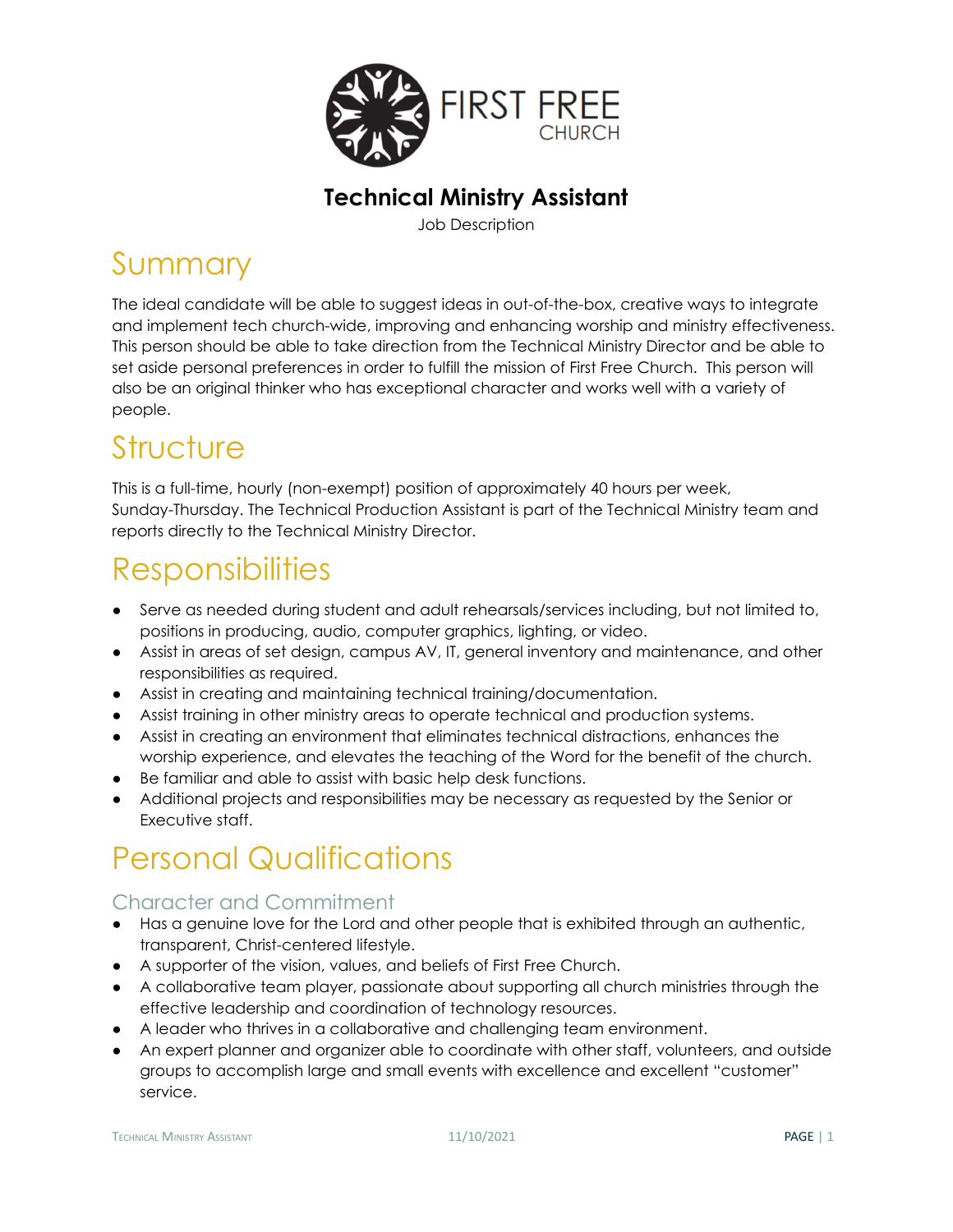FIRST FREE CHURCH

# Technical Ministry Assistant

Job Description

## Summary

The ideal candidate will be able to suggest ideas in out-of-the-box, creative ways to integrate and implement tech church-wide, improving and enhancing worship and ministry effectiveness. This person should be able to take direction from the Technical Ministry Director and be able to set aside personal preferences in order to fulfill the mission of First Free Church. This person will also be an original thinker who has exceptional character and works well with a variety of people.

## Structure

This is a full-time, hourly (non-exempt) position of approximately 40 hours per week, Sunday-Thursday. The Technical Production Assistant is part of the Technical Ministry team and reports directly to the Technical Ministry Director.

## Responsibilities

- Serve as needed during student and adult rehearsals/services including, but not limited to, positions in producing, audio, computer graphics, lighting, or video.
- Assist in areas of set design, campus AV, IT, general inventory and maintenance, and other responsibilities as required.
- Assist in creating and maintaining technical training/documentation.
- Assist training in other ministry areas to operate technical and production systems.
- Assist in creating an environment that eliminates technical distractions, enhances the worship experience, and elevates the teaching of the Word for the benefit of the church.
- Be familiar and able to assist with basic help desk functions.
- Additional projects and responsibilities may be necessary as requested by the Senior or Executive staff.

## Personal Qualifications

### Character and Commitment

- Has a genuine love for the Lord and other people that is exhibited through an authentic, transparent, Christ-centered lifestyle.
- A supporter of the vision, values, and beliefs of First Free Church.
- A collaborative team player, passionate about supporting all church ministries through the effective leadership and coordination of technology resources.
- A leader who thrives in a collaborative and challenging team environment.
- An expert planner and organizer able to coordinate with other staff, volunteers, and outside groups to accomplish large and small events with excellence and excellent "customer" service.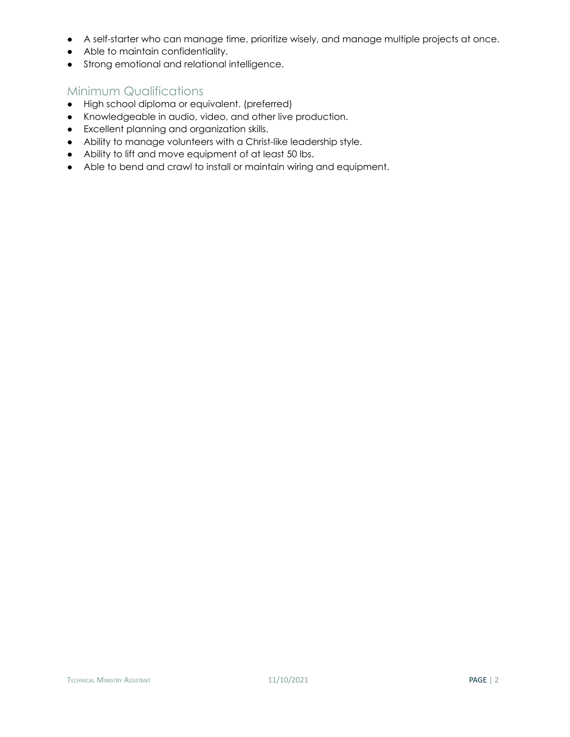- A self-starter who can manage time, prioritize wisely, and manage multiple projects at once.
- Able to maintain confidentiality.
- Strong emotional and relational intelligence.

## Minimum Qualifications

- High school diploma or equivalent. (preferred)
- Knowledgeable in audio, video, and other live production.
- Excellent planning and organization skills.
- Ability to manage volunteers with a Christ-like leadership style.
- Ability to lift and move equipment of at least 50 lbs.
- Able to bend and crawl to install or maintain wiring and equipment.